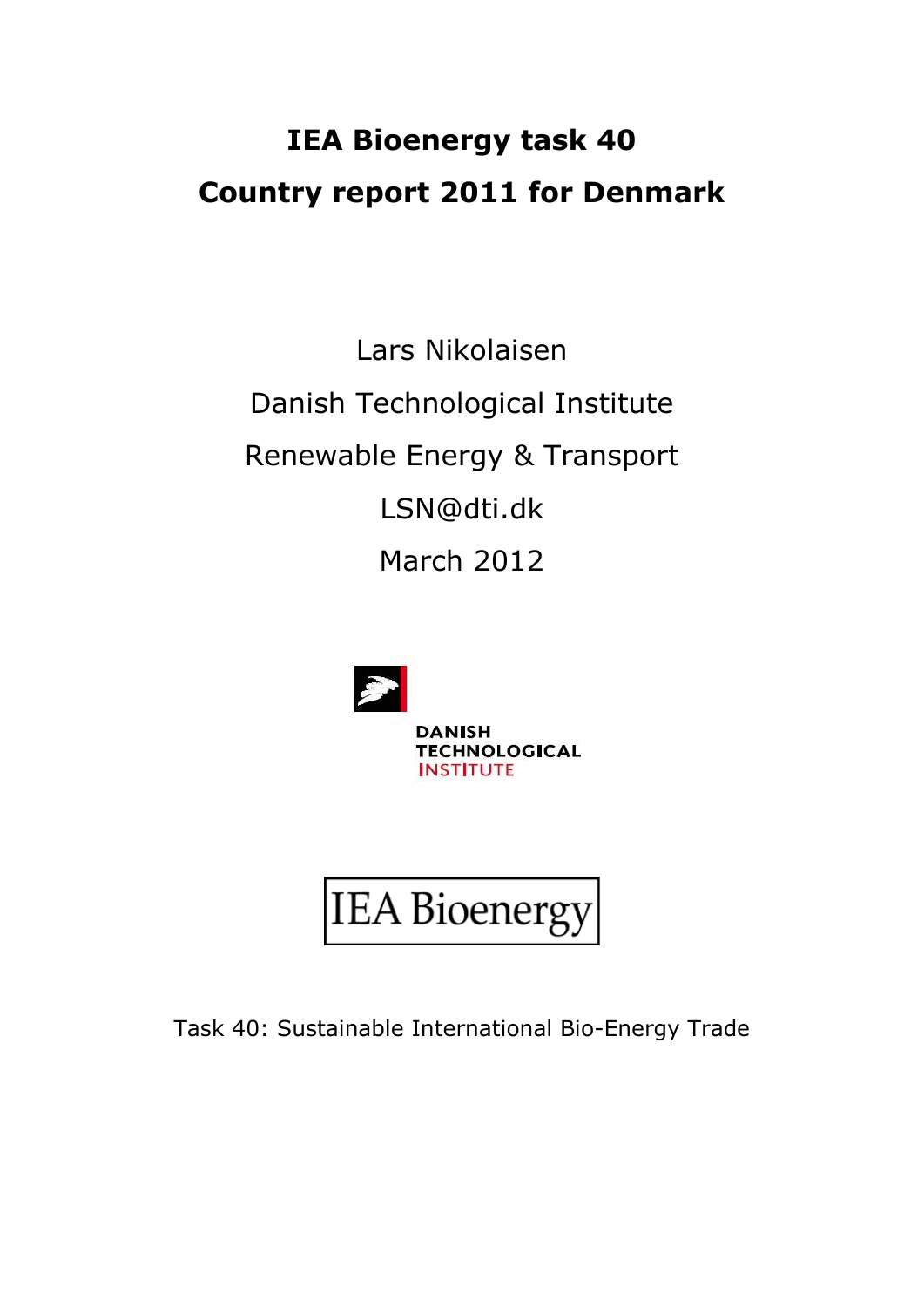# IEA Bioenergy task 40

# Country report 2011 for Denmark

Lars Nikolaisen

Danish Technological Institute

Renewable Energy & Transport

LSN@dti.dk

March 2012

DANISH TECHNOLOGICAL INSTITUTE

IEA Bioenergy

Task 40: Sustainable International Bio-Energy Trade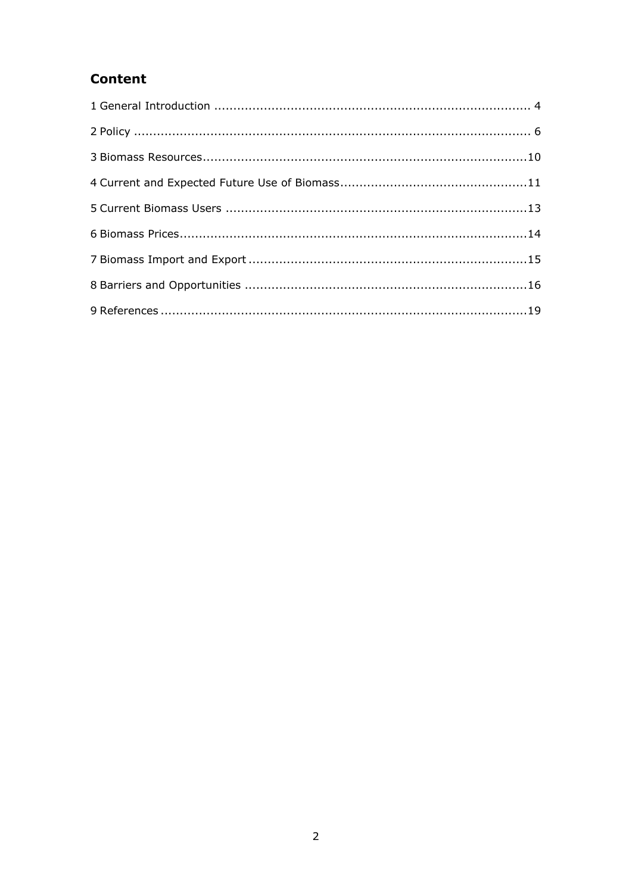## Content

1 General Introduction .................................................................................. 4

2 Policy ........................................................................................................ 6

3 Biomass Resources....................................................................................10

4 Current and Expected Future Use of Biomass.................................................11

5 Current Biomass Users ..............................................................................13

6 Biomass Prices..........................................................................................14

7 Biomass Import and Export ........................................................................15

8 Barriers and Opportunities .........................................................................16

9 References ...............................................................................................19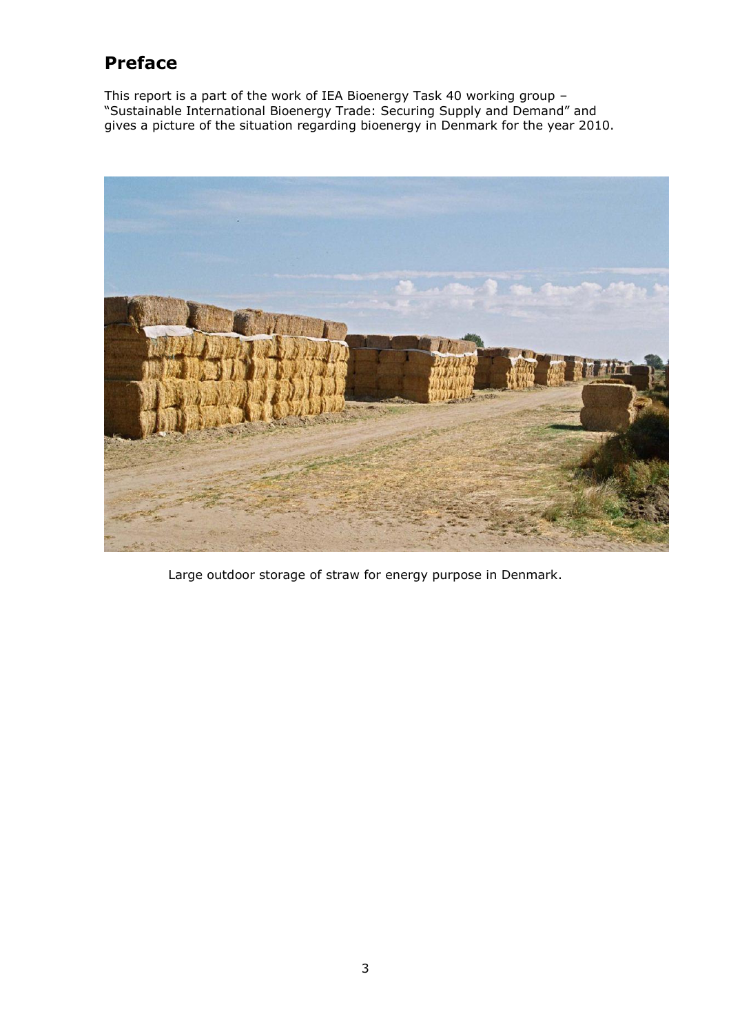# Preface

This report is a part of the work of IEA Bioenergy Task 40 working group – "Sustainable International Bioenergy Trade: Securing Supply and Demand" and gives a picture of the situation regarding bioenergy in Denmark for the year 2010.

Large outdoor storage of straw for energy purpose in Denmark.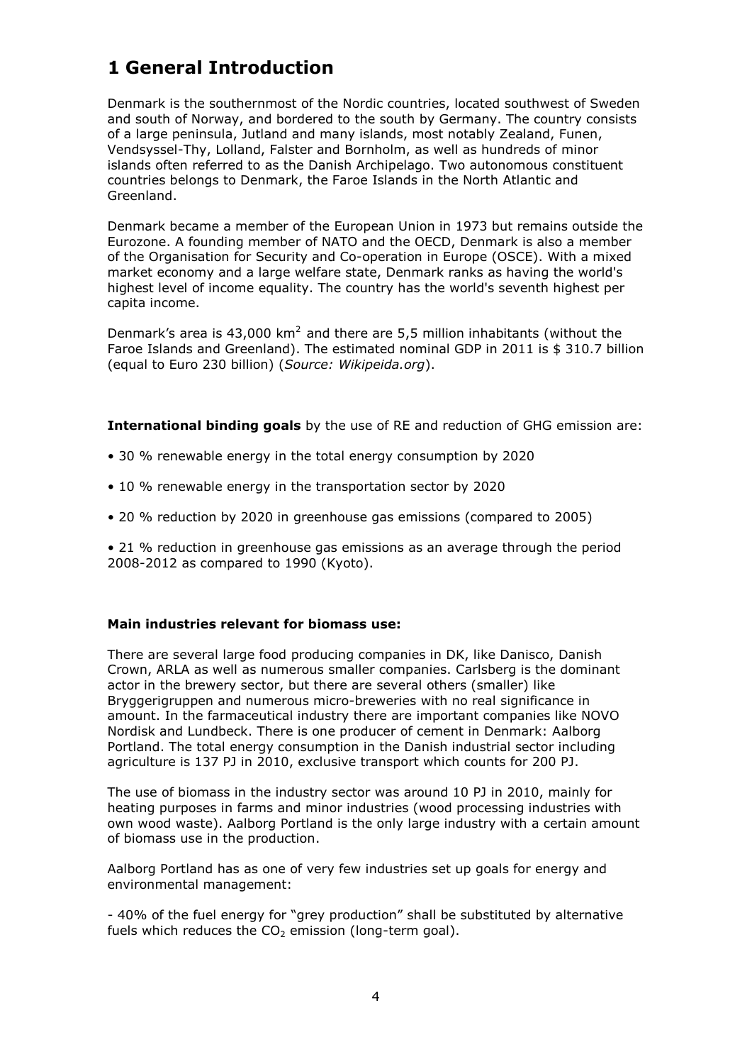# 1 General Introduction

Denmark is the southernmost of the Nordic countries, located southwest of Sweden and south of Norway, and bordered to the south by Germany. The country consists of a large peninsula, Jutland and many islands, most notably Zealand, Funen, Vendsyssel-Thy, Lolland, Falster and Bornholm, as well as hundreds of minor islands often referred to as the Danish Archipelago. Two autonomous constituent countries belongs to Denmark, the Faroe Islands in the North Atlantic and Greenland.

Denmark became a member of the European Union in 1973 but remains outside the Eurozone. A founding member of NATO and the OECD, Denmark is also a member of the Organisation for Security and Co-operation in Europe (OSCE). With a mixed market economy and a large welfare state, Denmark ranks as having the world's highest level of income equality. The country has the world's seventh highest per capita income.

Denmark's area is 43,000 $km^2$ and there are 5,5 million inhabitants (without the Faroe Islands and Greenland). The estimated nominal GDP in 2011 is $ 310.7 billion (equal to Euro 230 billion) (*Source: Wikipeida.org*).

**International binding goals** by the use of RE and reduction of GHG emission are:

- 30 % renewable energy in the total energy consumption by 2020
- 10 % renewable energy in the transportation sector by 2020
- 20 % reduction by 2020 in greenhouse gas emissions (compared to 2005)
- 21 % reduction in greenhouse gas emissions as an average through the period 2008-2012 as compared to 1990 (Kyoto).

**Main industries relevant for biomass use:**

There are several large food producing companies in DK, like Danisco, Danish Crown, ARLA as well as numerous smaller companies. Carlsberg is the dominant actor in the brewery sector, but there are several others (smaller) like Bryggerigruppen and numerous micro-breweries with no real significance in amount. In the farmaceutical industry there are important companies like NOVO Nordisk and Lundbeck. There is one producer of cement in Denmark: Aalborg Portland. The total energy consumption in the Danish industrial sector including agriculture is 137 PJ in 2010, exclusive transport which counts for 200 PJ.

The use of biomass in the industry sector was around 10 PJ in 2010, mainly for heating purposes in farms and minor industries (wood processing industries with own wood waste). Aalborg Portland is the only large industry with a certain amount of biomass use in the production.

Aalborg Portland has as one of very few industries set up goals for energy and environmental management:

- 40% of the fuel energy for "grey production" shall be substituted by alternative fuels which reduces the $CO_2$ emission (long-term goal).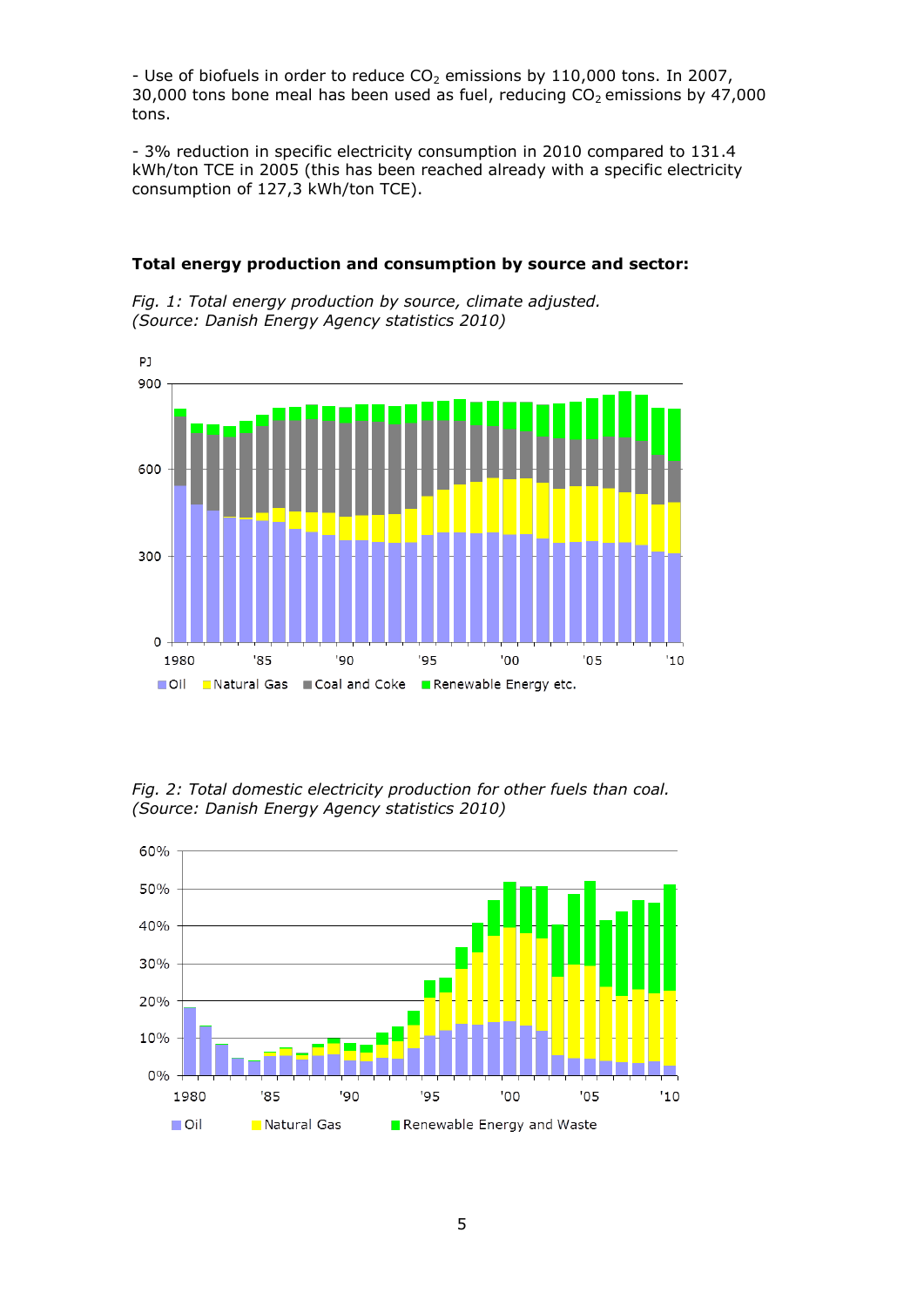- Use of biofuels in order to reduce $CO_2$ emissions by 110,000 tons. In 2007, 30,000 tons bone meal has been used as fuel, reducing $CO_2$ emissions by 47,000 tons.

- 3% reduction in specific electricity consumption in 2010 compared to 131.4 kWh/ton TCE in 2005 (this has been reached already with a specific electricity consumption of 127,3 kWh/ton TCE).

**Total energy production and consumption by source and sector:**

*Fig. 1: Total energy production by source, climate adjusted. (Source: Danish Energy Agency statistics 2010)*

*Fig. 2: Total domestic electricity production for other fuels than coal. (Source: Danish Energy Agency statistics 2010)*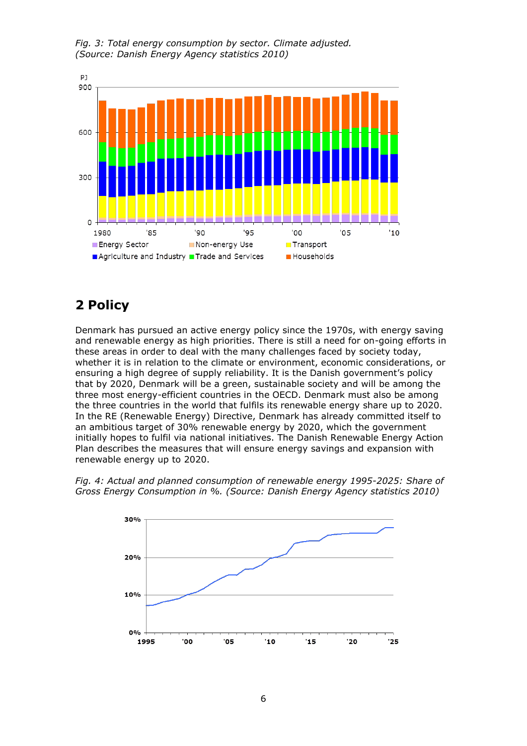*Fig. 3: Total energy consumption by sector. Climate adjusted. (Source: Danish Energy Agency statistics 2010)*

## 2 Policy

Denmark has pursued an active energy policy since the 1970s, with energy saving and renewable energy as high priorities. There is still a need for on-going efforts in these areas in order to deal with the many challenges faced by society today, whether it is in relation to the climate or environment, economic considerations, or ensuring a high degree of supply reliability. It is the Danish government's policy that by 2020, Denmark will be a green, sustainable society and will be among the three most energy-efficient countries in the OECD. Denmark must also be among the three countries in the world that fulfils its renewable energy share up to 2020. In the RE (Renewable Energy) Directive, Denmark has already committed itself to an ambitious target of 30% renewable energy by 2020, which the government initially hopes to fulfil via national initiatives. The Danish Renewable Energy Action Plan describes the measures that will ensure energy savings and expansion with renewable energy up to 2020.

*Fig. 4: Actual and planned consumption of renewable energy 1995-2025: Share of Gross Energy Consumption in %. (Source: Danish Energy Agency statistics 2010)*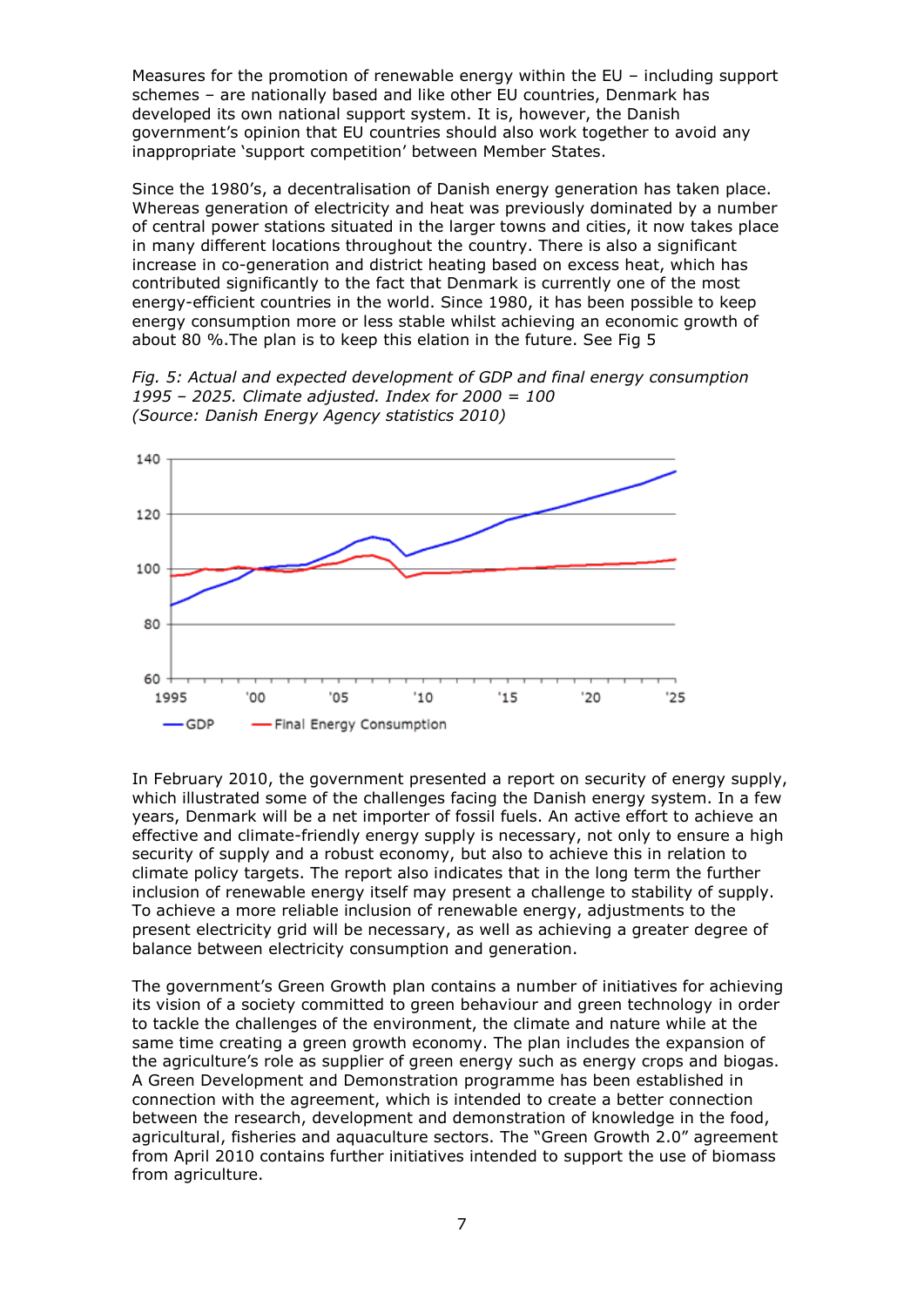Measures for the promotion of renewable energy within the EU – including support schemes – are nationally based and like other EU countries, Denmark has developed its own national support system. It is, however, the Danish government's opinion that EU countries should also work together to avoid any inappropriate 'support competition' between Member States.

Since the 1980's, a decentralisation of Danish energy generation has taken place. Whereas generation of electricity and heat was previously dominated by a number of central power stations situated in the larger towns and cities, it now takes place in many different locations throughout the country. There is also a significant increase in co-generation and district heating based on excess heat, which has contributed significantly to the fact that Denmark is currently one of the most energy-efficient countries in the world. Since 1980, it has been possible to keep energy consumption more or less stable whilst achieving an economic growth of about 80 %.The plan is to keep this elation in the future. See Fig 5

*Fig. 5: Actual and expected development of GDP and final energy consumption 1995 – 2025. Climate adjusted. Index for 2000 = 100*
*(Source: Danish Energy Agency statistics 2010)*

In February 2010, the government presented a report on security of energy supply, which illustrated some of the challenges facing the Danish energy system. In a few years, Denmark will be a net importer of fossil fuels. An active effort to achieve an effective and climate-friendly energy supply is necessary, not only to ensure a high security of supply and a robust economy, but also to achieve this in relation to climate policy targets. The report also indicates that in the long term the further inclusion of renewable energy itself may present a challenge to stability of supply. To achieve a more reliable inclusion of renewable energy, adjustments to the present electricity grid will be necessary, as well as achieving a greater degree of balance between electricity consumption and generation.

The government's Green Growth plan contains a number of initiatives for achieving its vision of a society committed to green behaviour and green technology in order to tackle the challenges of the environment, the climate and nature while at the same time creating a green growth economy. The plan includes the expansion of the agriculture's role as supplier of green energy such as energy crops and biogas. A Green Development and Demonstration programme has been established in connection with the agreement, which is intended to create a better connection between the research, development and demonstration of knowledge in the food, agricultural, fisheries and aquaculture sectors. The "Green Growth 2.0" agreement from April 2010 contains further initiatives intended to support the use of biomass from agriculture.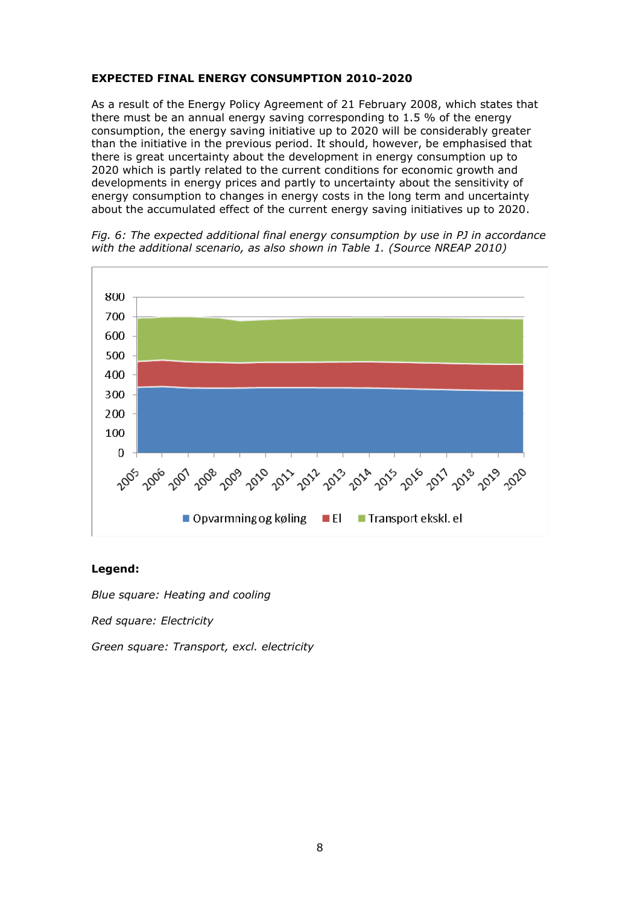**EXPECTED FINAL ENERGY CONSUMPTION 2010-2020**

As a result of the Energy Policy Agreement of 21 February 2008, which states that there must be an annual energy saving corresponding to 1.5 % of the energy consumption, the energy saving initiative up to 2020 will be considerably greater than the initiative in the previous period. It should, however, be emphasised that there is great uncertainty about the development in energy consumption up to 2020 which is partly related to the current conditions for economic growth and developments in energy prices and partly to uncertainty about the sensitivity of energy consumption to changes in energy costs in the long term and uncertainty about the accumulated effect of the current energy saving initiatives up to 2020.

*Fig. 6: The expected additional final energy consumption by use in PJ in accordance with the additional scenario, as also shown in Table 1. (Source NREAP 2010)*

**Legend:**

*Blue square: Heating and cooling*

*Red square: Electricity*

*Green square: Transport, excl. electricity*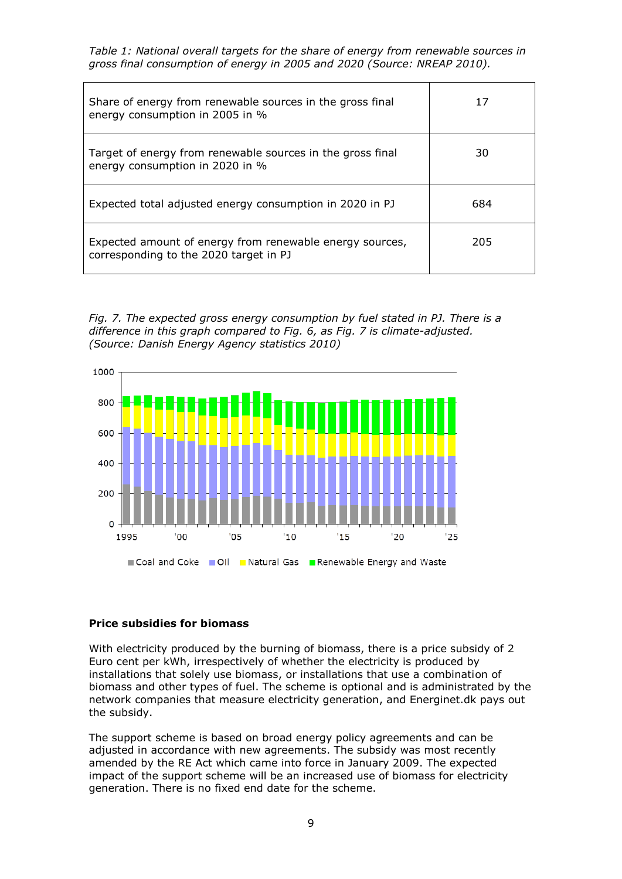*Table 1: National overall targets for the share of energy from renewable sources in gross final consumption of energy in 2005 and 2020 (Source: NREAP 2010).*

| | |
|---|---|
| Share of energy from renewable sources in the gross final energy consumption in 2005 in % | 17 |
| Target of energy from renewable sources in the gross final energy consumption in 2020 in % | 30 |
| Expected total adjusted energy consumption in 2020 in PJ | 684 |
| Expected amount of energy from renewable energy sources, corresponding to the 2020 target in PJ | 205 |

*Fig. 7. The expected gross energy consumption by fuel stated in PJ. There is a difference in this graph compared to Fig. 6, as Fig. 7 is climate-adjusted. (Source: Danish Energy Agency statistics 2010)*

### Price subsidies for biomass

With electricity produced by the burning of biomass, there is a price subsidy of 2 Euro cent per kWh, irrespectively of whether the electricity is produced by installations that solely use biomass, or installations that use a combination of biomass and other types of fuel. The scheme is optional and is administrated by the network companies that measure electricity generation, and Energinet.dk pays out the subsidy.

The support scheme is based on broad energy policy agreements and can be adjusted in accordance with new agreements. The subsidy was most recently amended by the RE Act which came into force in January 2009. The expected impact of the support scheme will be an increased use of biomass for electricity generation. There is no fixed end date for the scheme.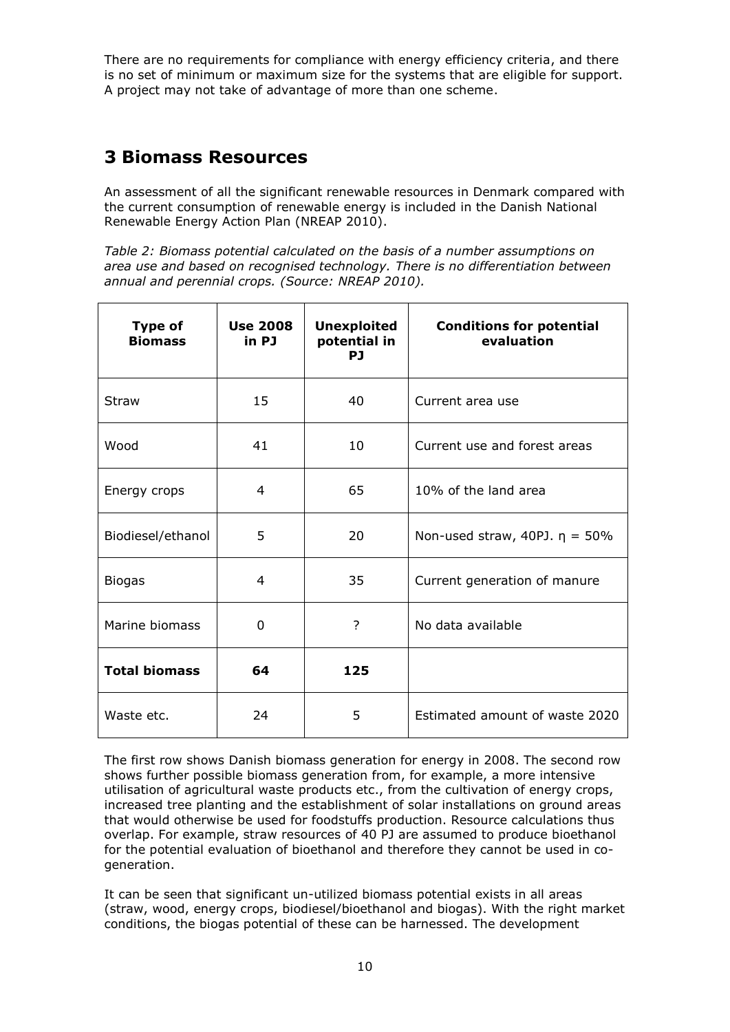There are no requirements for compliance with energy efficiency criteria, and there is no set of minimum or maximum size for the systems that are eligible for support. A project may not take of advantage of more than one scheme.

# 3 Biomass Resources

An assessment of all the significant renewable resources in Denmark compared with the current consumption of renewable energy is included in the Danish National Renewable Energy Action Plan (NREAP 2010).

*Table 2: Biomass potential calculated on the basis of a number assumptions on area use and based on recognised technology. There is no differentiation between annual and perennial crops. (Source: NREAP 2010).*

| Type of Biomass | Use 2008 in PJ | Unexploited potential in PJ | Conditions for potential evaluation |
|---|---|---|---|
| Straw | 15 | 40 | Current area use |
| Wood | 41 | 10 | Current use and forest areas |
| Energy crops | 4 | 65 | 10% of the land area |
| Biodiesel/ethanol | 5 | 20 | Non-used straw, 40PJ. $\eta$ = 50% |
| Biogas | 4 | 35 | Current generation of manure |
| Marine biomass | 0 | ? | No data available |
| **Total biomass** | **64** | **125** | |
| Waste etc. | 24 | 5 | Estimated amount of waste 2020 |

The first row shows Danish biomass generation for energy in 2008. The second row shows further possible biomass generation from, for example, a more intensive utilisation of agricultural waste products etc., from the cultivation of energy crops, increased tree planting and the establishment of solar installations on ground areas that would otherwise be used for foodstuffs production. Resource calculations thus overlap. For example, straw resources of 40 PJ are assumed to produce bioethanol for the potential evaluation of bioethanol and therefore they cannot be used in co-generation.

It can be seen that significant un-utilized biomass potential exists in all areas (straw, wood, energy crops, biodiesel/bioethanol and biogas). With the right market conditions, the biogas potential of these can be harnessed. The development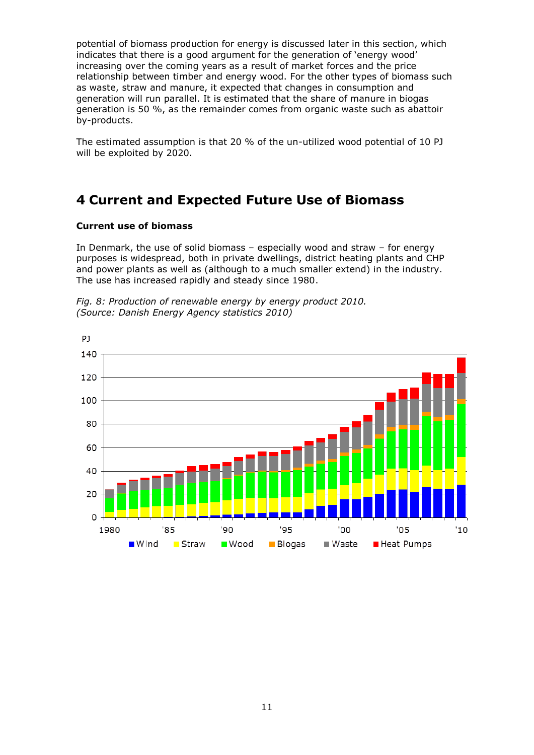potential of biomass production for energy is discussed later in this section, which indicates that there is a good argument for the generation of 'energy wood' increasing over the coming years as a result of market forces and the price relationship between timber and energy wood. For the other types of biomass such as waste, straw and manure, it expected that changes in consumption and generation will run parallel. It is estimated that the share of manure in biogas generation is 50 %, as the remainder comes from organic waste such as abattoir by-products.

The estimated assumption is that 20 % of the un-utilized wood potential of 10 PJ will be exploited by 2020.

# 4 Current and Expected Future Use of Biomass

**Current use of biomass**

In Denmark, the use of solid biomass – especially wood and straw – for energy purposes is widespread, both in private dwellings, district heating plants and CHP and power plants as well as (although to a much smaller extend) in the industry. The use has increased rapidly and steady since 1980.

*Fig. 8: Production of renewable energy by energy product 2010.*
*(Source: Danish Energy Agency statistics 2010)*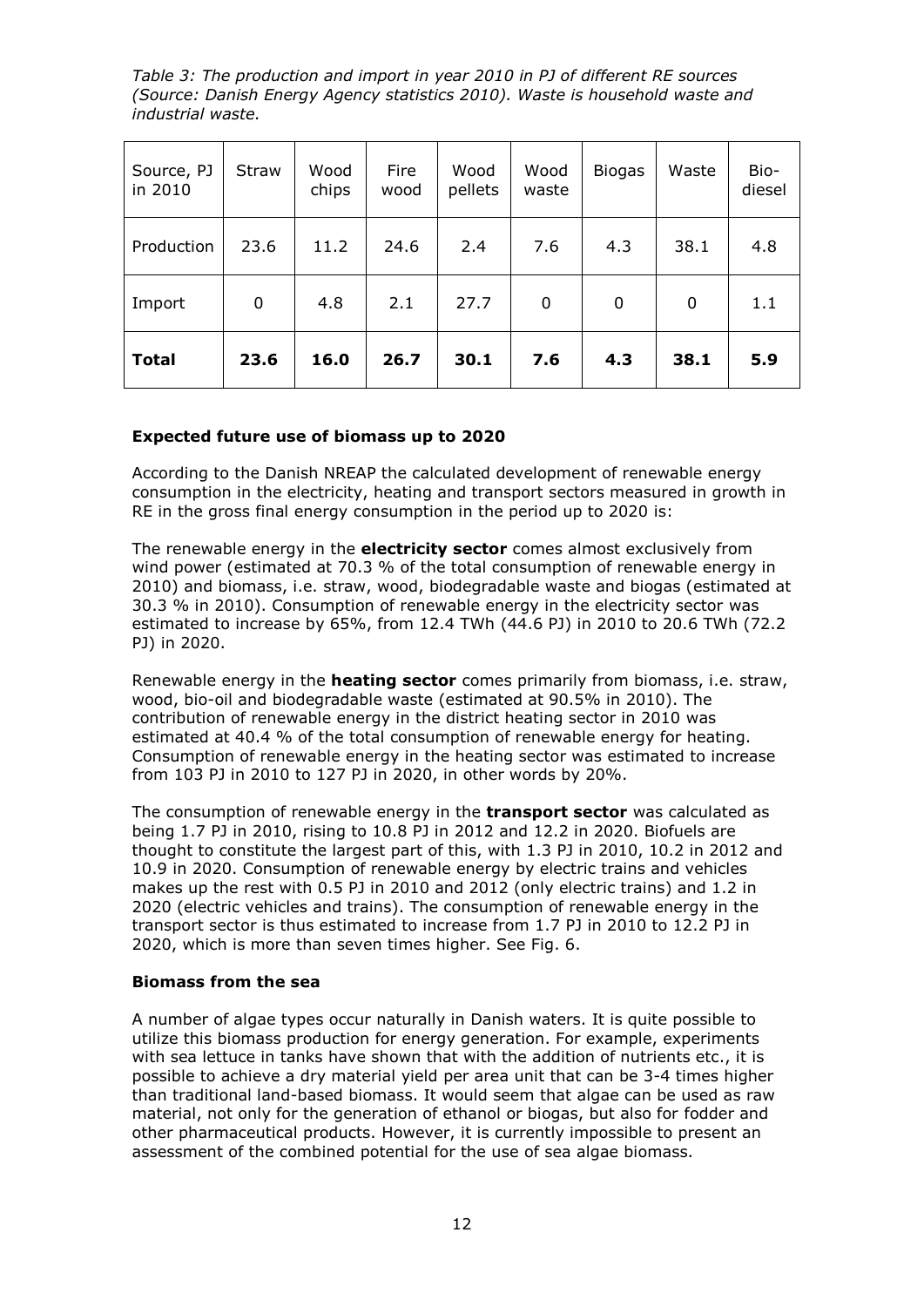*Table 3: The production and import in year 2010 in PJ of different RE sources (Source: Danish Energy Agency statistics 2010). Waste is household waste and industrial waste.*

| Source, PJ in 2010 | Straw | Wood chips | Fire wood | Wood pellets | Wood waste | Biogas | Waste | Bio-diesel |
|---|---|---|---|---|---|---|---|---|
| Production | 23.6 | 11.2 | 24.6 | 2.4 | 7.6 | 4.3 | 38.1 | 4.8 |
| Import | 0 | 4.8 | 2.1 | 27.7 | 0 | 0 | 0 | 1.1 |
| **Total** | **23.6** | **16.0** | **26.7** | **30.1** | **7.6** | **4.3** | **38.1** | **5.9** |

**Expected future use of biomass up to 2020**

According to the Danish NREAP the calculated development of renewable energy consumption in the electricity, heating and transport sectors measured in growth in RE in the gross final energy consumption in the period up to 2020 is:

The renewable energy in the **electricity sector** comes almost exclusively from wind power (estimated at 70.3 % of the total consumption of renewable energy in 2010) and biomass, i.e. straw, wood, biodegradable waste and biogas (estimated at 30.3 % in 2010). Consumption of renewable energy in the electricity sector was estimated to increase by 65%, from 12.4 TWh (44.6 PJ) in 2010 to 20.6 TWh (72.2 PJ) in 2020.

Renewable energy in the **heating sector** comes primarily from biomass, i.e. straw, wood, bio-oil and biodegradable waste (estimated at 90.5% in 2010). The contribution of renewable energy in the district heating sector in 2010 was estimated at 40.4 % of the total consumption of renewable energy for heating. Consumption of renewable energy in the heating sector was estimated to increase from 103 PJ in 2010 to 127 PJ in 2020, in other words by 20%.

The consumption of renewable energy in the **transport sector** was calculated as being 1.7 PJ in 2010, rising to 10.8 PJ in 2012 and 12.2 in 2020. Biofuels are thought to constitute the largest part of this, with 1.3 PJ in 2010, 10.2 in 2012 and 10.9 in 2020. Consumption of renewable energy by electric trains and vehicles makes up the rest with 0.5 PJ in 2010 and 2012 (only electric trains) and 1.2 in 2020 (electric vehicles and trains). The consumption of renewable energy in the transport sector is thus estimated to increase from 1.7 PJ in 2010 to 12.2 PJ in 2020, which is more than seven times higher. See Fig. 6.

**Biomass from the sea**

A number of algae types occur naturally in Danish waters. It is quite possible to utilize this biomass production for energy generation. For example, experiments with sea lettuce in tanks have shown that with the addition of nutrients etc., it is possible to achieve a dry material yield per area unit that can be 3-4 times higher than traditional land-based biomass. It would seem that algae can be used as raw material, not only for the generation of ethanol or biogas, but also for fodder and other pharmaceutical products. However, it is currently impossible to present an assessment of the combined potential for the use of sea algae biomass.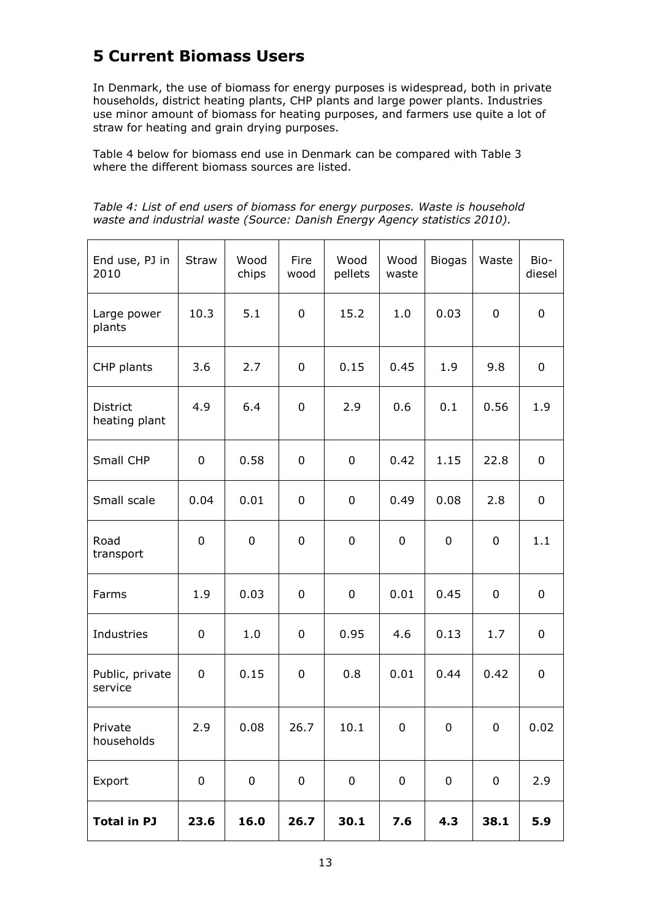# 5 Current Biomass Users

In Denmark, the use of biomass for energy purposes is widespread, both in private households, district heating plants, CHP plants and large power plants. Industries use minor amount of biomass for heating purposes, and farmers use quite a lot of straw for heating and grain drying purposes.

Table 4 below for biomass end use in Denmark can be compared with Table 3 where the different biomass sources are listed.

*Table 4: List of end users of biomass for energy purposes. Waste is household waste and industrial waste (Source: Danish Energy Agency statistics 2010).*

| End use, PJ in 2010 | Straw | Wood chips | Fire wood | Wood pellets | Wood waste | Biogas | Waste | Bio-diesel |
|---|---|---|---|---|---|---|---|---|
| Large power plants | 10.3 | 5.1 | 0 | 15.2 | 1.0 | 0.03 | 0 | 0 |
| CHP plants | 3.6 | 2.7 | 0 | 0.15 | 0.45 | 1.9 | 9.8 | 0 |
| District heating plant | 4.9 | 6.4 | 0 | 2.9 | 0.6 | 0.1 | 0.56 | 1.9 |
| Small CHP | 0 | 0.58 | 0 | 0 | 0.42 | 1.15 | 22.8 | 0 |
| Small scale | 0.04 | 0.01 | 0 | 0 | 0.49 | 0.08 | 2.8 | 0 |
| Road transport | 0 | 0 | 0 | 0 | 0 | 0 | 0 | 1.1 |
| Farms | 1.9 | 0.03 | 0 | 0 | 0.01 | 0.45 | 0 | 0 |
| Industries | 0 | 1.0 | 0 | 0.95 | 4.6 | 0.13 | 1.7 | 0 |
| Public, private service | 0 | 0.15 | 0 | 0.8 | 0.01 | 0.44 | 0.42 | 0 |
| Private households | 2.9 | 0.08 | 26.7 | 10.1 | 0 | 0 | 0 | 0.02 |
| Export | 0 | 0 | 0 | 0 | 0 | 0 | 0 | 2.9 |
| **Total in PJ** | **23.6** | **16.0** | **26.7** | **30.1** | **7.6** | **4.3** | **38.1** | **5.9** |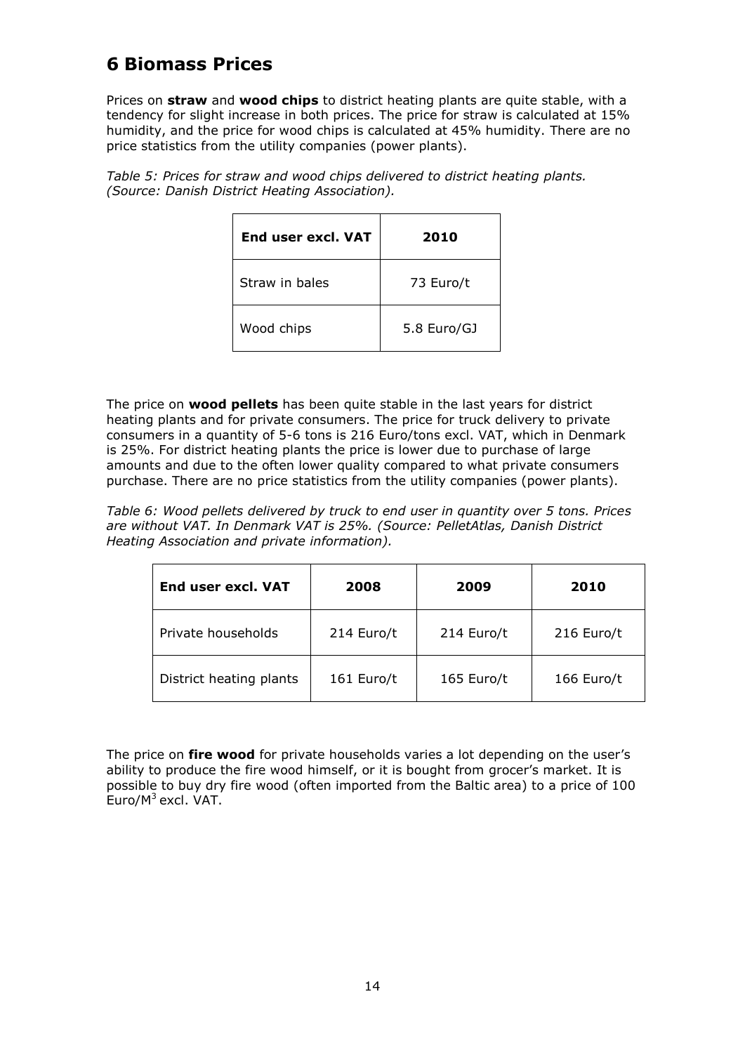# 6 Biomass Prices

Prices on **straw** and **wood chips** to district heating plants are quite stable, with a tendency for slight increase in both prices. The price for straw is calculated at 15% humidity, and the price for wood chips is calculated at 45% humidity. There are no price statistics from the utility companies (power plants).

*Table 5: Prices for straw and wood chips delivered to district heating plants. (Source: Danish District Heating Association).*

| End user excl. VAT | 2010 |
|---|---|
| Straw in bales | 73 Euro/t |
| Wood chips | 5.8 Euro/GJ |

The price on **wood pellets** has been quite stable in the last years for district heating plants and for private consumers. The price for truck delivery to private consumers in a quantity of 5-6 tons is 216 Euro/tons excl. VAT, which in Denmark is 25%. For district heating plants the price is lower due to purchase of large amounts and due to the often lower quality compared to what private consumers purchase. There are no price statistics from the utility companies (power plants).

*Table 6: Wood pellets delivered by truck to end user in quantity over 5 tons. Prices are without VAT. In Denmark VAT is 25%. (Source: PelletAtlas, Danish District Heating Association and private information).*

| End user excl. VAT | 2008 | 2009 | 2010 |
|---|---|---|---|
| Private households | 214 Euro/t | 214 Euro/t | 216 Euro/t |
| District heating plants | 161 Euro/t | 165 Euro/t | 166 Euro/t |

The price on **fire wood** for private households varies a lot depending on the user's ability to produce the fire wood himself, or it is bought from grocer's market. It is possible to buy dry fire wood (often imported from the Baltic area) to a price of 100 Euro/$M^3$ excl. VAT.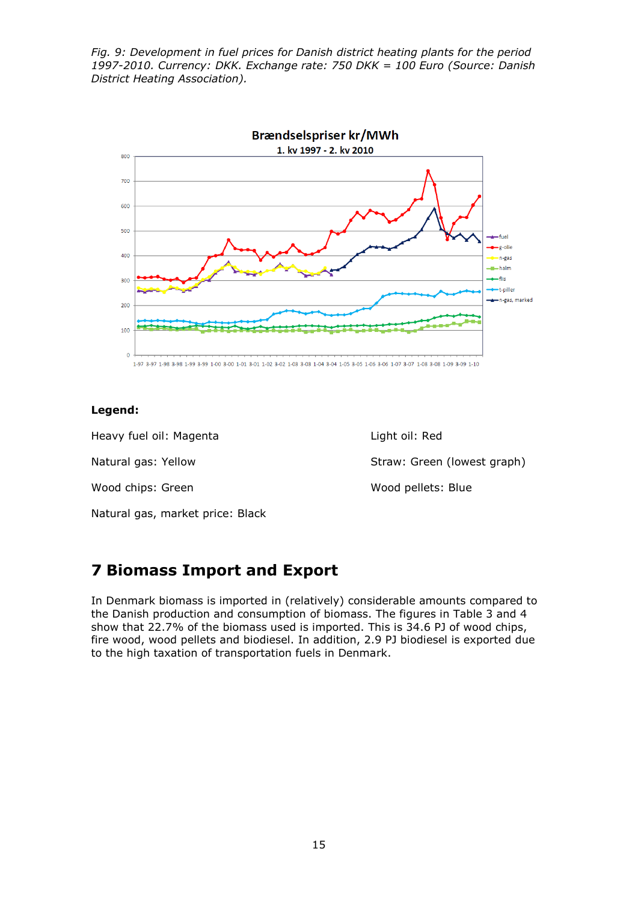*Fig. 9: Development in fuel prices for Danish district heating plants for the period 1997-2010. Currency: DKK. Exchange rate: 750 DKK = 100 Euro (Source: Danish District Heating Association).*

**Legend:**

Heavy fuel oil: Magenta

Light oil: Red

Natural gas: Yellow

Straw: Green (lowest graph)

Wood chips: Green

Wood pellets: Blue

Natural gas, market price: Black

# 7 Biomass Import and Export

In Denmark biomass is imported in (relatively) considerable amounts compared to the Danish production and consumption of biomass. The figures in Table 3 and 4 show that 22.7% of the biomass used is imported. This is 34.6 PJ of wood chips, fire wood, wood pellets and biodiesel. In addition, 2.9 PJ biodiesel is exported due to the high taxation of transportation fuels in Denmark.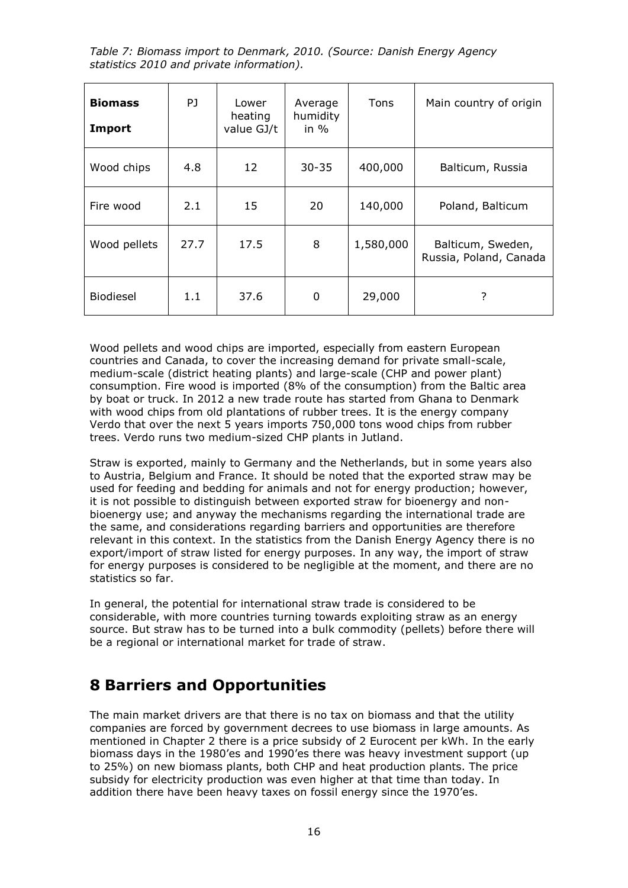*Table 7: Biomass import to Denmark, 2010. (Source: Danish Energy Agency statistics 2010 and private information).*

| **Biomass Import** | PJ | Lower heating value GJ/t | Average humidity in % | Tons | Main country of origin |
|---|---|---|---|---|---|
| Wood chips | 4.8 | 12 | 30-35 | 400,000 | Balticum, Russia |
| Fire wood | 2.1 | 15 | 20 | 140,000 | Poland, Balticum |
| Wood pellets | 27.7 | 17.5 | 8 | 1,580,000 | Balticum, Sweden, Russia, Poland, Canada |
| Biodiesel | 1.1 | 37.6 | 0 | 29,000 | ? |

Wood pellets and wood chips are imported, especially from eastern European countries and Canada, to cover the increasing demand for private small-scale, medium-scale (district heating plants) and large-scale (CHP and power plant) consumption. Fire wood is imported (8% of the consumption) from the Baltic area by boat or truck. In 2012 a new trade route has started from Ghana to Denmark with wood chips from old plantations of rubber trees. It is the energy company Verdo that over the next 5 years imports 750,000 tons wood chips from rubber trees. Verdo runs two medium-sized CHP plants in Jutland.

Straw is exported, mainly to Germany and the Netherlands, but in some years also to Austria, Belgium and France. It should be noted that the exported straw may be used for feeding and bedding for animals and not for energy production; however, it is not possible to distinguish between exported straw for bioenergy and non-bioenergy use; and anyway the mechanisms regarding the international trade are the same, and considerations regarding barriers and opportunities are therefore relevant in this context. In the statistics from the Danish Energy Agency there is no export/import of straw listed for energy purposes. In any way, the import of straw for energy purposes is considered to be negligible at the moment, and there are no statistics so far.

In general, the potential for international straw trade is considered to be considerable, with more countries turning towards exploiting straw as an energy source. But straw has to be turned into a bulk commodity (pellets) before there will be a regional or international market for trade of straw.

# 8 Barriers and Opportunities

The main market drivers are that there is no tax on biomass and that the utility companies are forced by government decrees to use biomass in large amounts. As mentioned in Chapter 2 there is a price subsidy of 2 Eurocent per kWh. In the early biomass days in the 1980'es and 1990'es there was heavy investment support (up to 25%) on new biomass plants, both CHP and heat production plants. The price subsidy for electricity production was even higher at that time than today. In addition there have been heavy taxes on fossil energy since the 1970'es.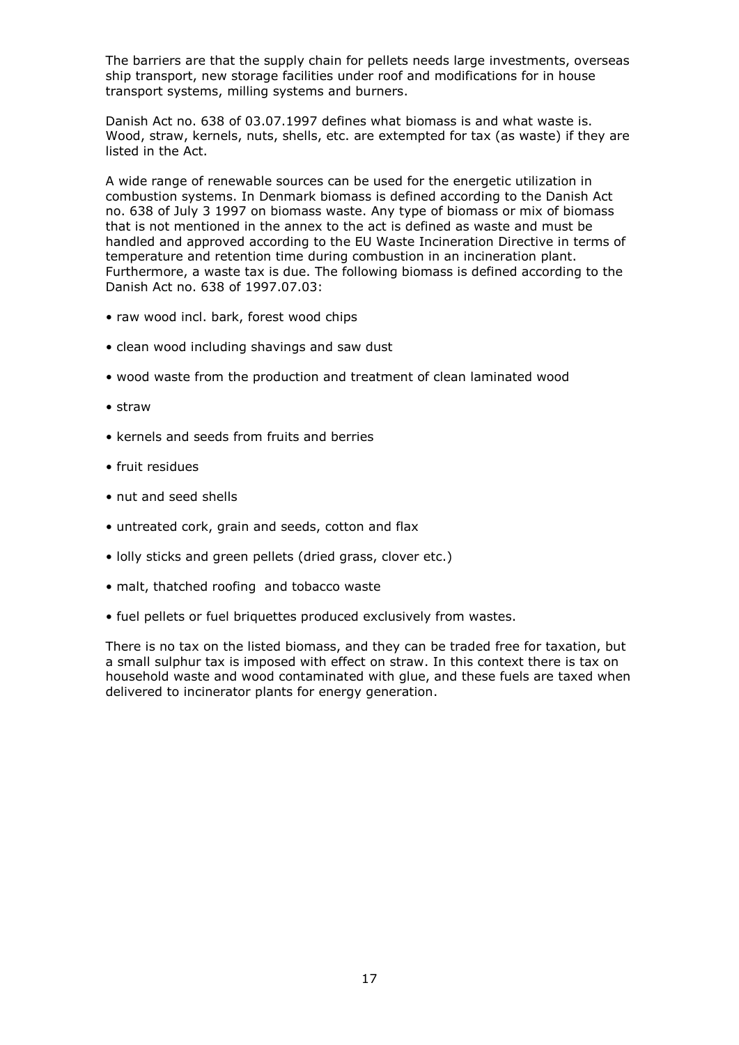The barriers are that the supply chain for pellets needs large investments, overseas ship transport, new storage facilities under roof and modifications for in house transport systems, milling systems and burners.

Danish Act no. 638 of 03.07.1997 defines what biomass is and what waste is. Wood, straw, kernels, nuts, shells, etc. are extempted for tax (as waste) if they are listed in the Act.

A wide range of renewable sources can be used for the energetic utilization in combustion systems. In Denmark biomass is defined according to the Danish Act no. 638 of July 3 1997 on biomass waste. Any type of biomass or mix of biomass that is not mentioned in the annex to the act is defined as waste and must be handled and approved according to the EU Waste Incineration Directive in terms of temperature and retention time during combustion in an incineration plant. Furthermore, a waste tax is due. The following biomass is defined according to the Danish Act no. 638 of 1997.07.03:

- raw wood incl. bark, forest wood chips
- clean wood including shavings and saw dust
- wood waste from the production and treatment of clean laminated wood
- straw
- kernels and seeds from fruits and berries
- fruit residues
- nut and seed shells
- untreated cork, grain and seeds, cotton and flax
- lolly sticks and green pellets (dried grass, clover etc.)
- malt, thatched roofing and tobacco waste
- fuel pellets or fuel briquettes produced exclusively from wastes.

There is no tax on the listed biomass, and they can be traded free for taxation, but a small sulphur tax is imposed with effect on straw. In this context there is tax on household waste and wood contaminated with glue, and these fuels are taxed when delivered to incinerator plants for energy generation.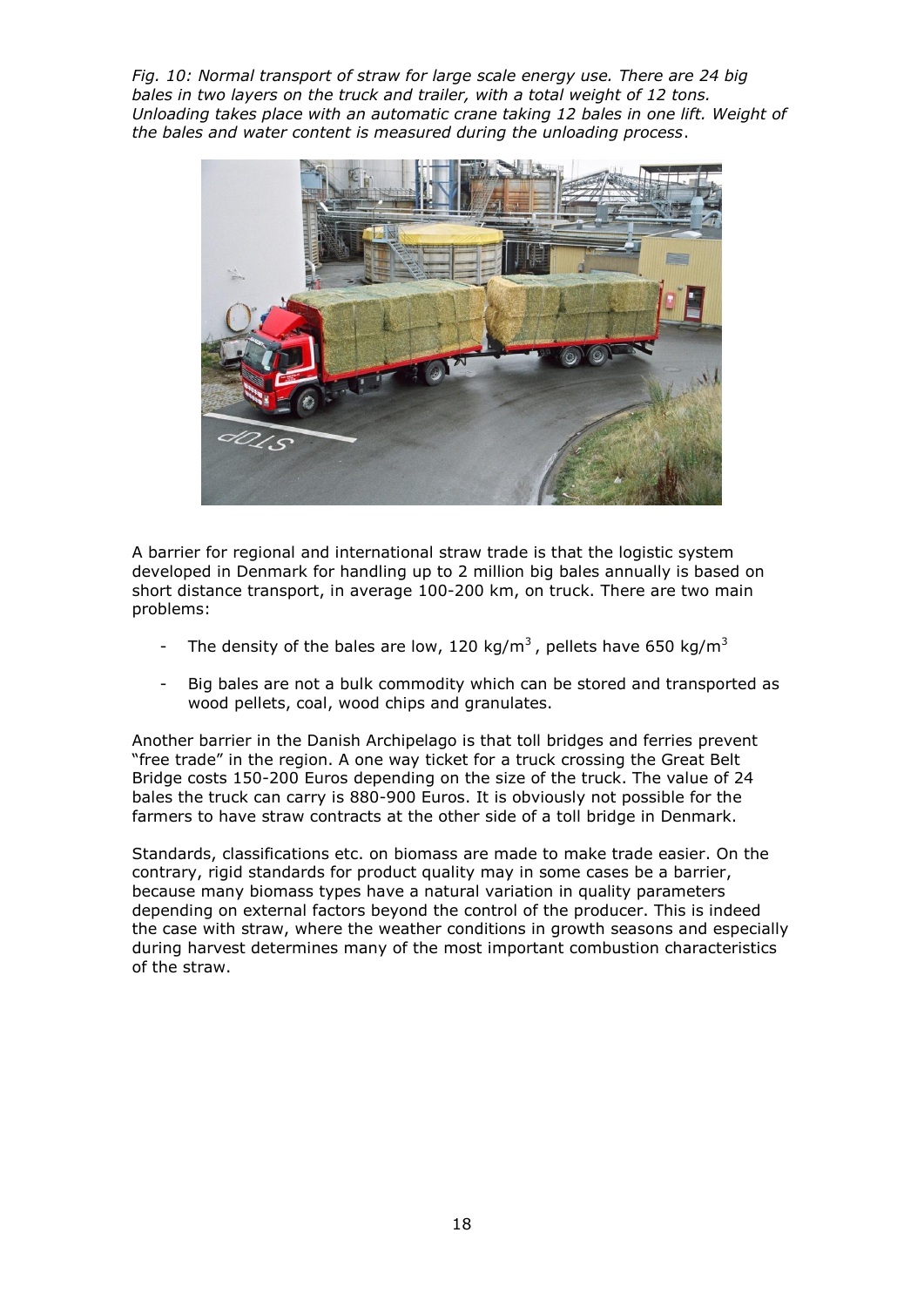*Fig. 10: Normal transport of straw for large scale energy use. There are 24 big bales in two layers on the truck and trailer, with a total weight of 12 tons. Unloading takes place with an automatic crane taking 12 bales in one lift. Weight of the bales and water content is measured during the unloading process*.

A barrier for regional and international straw trade is that the logistic system developed in Denmark for handling up to 2 million big bales annually is based on short distance transport, in average 100-200 km, on truck. There are two main problems:

- The density of the bales are low, 120 kg/m$^3$, pellets have 650 kg/m$^3$
- Big bales are not a bulk commodity which can be stored and transported as wood pellets, coal, wood chips and granulates.

Another barrier in the Danish Archipelago is that toll bridges and ferries prevent "free trade" in the region. A one way ticket for a truck crossing the Great Belt Bridge costs 150-200 Euros depending on the size of the truck. The value of 24 bales the truck can carry is 880-900 Euros. It is obviously not possible for the farmers to have straw contracts at the other side of a toll bridge in Denmark.

Standards, classifications etc. on biomass are made to make trade easier. On the contrary, rigid standards for product quality may in some cases be a barrier, because many biomass types have a natural variation in quality parameters depending on external factors beyond the control of the producer. This is indeed the case with straw, where the weather conditions in growth seasons and especially during harvest determines many of the most important combustion characteristics of the straw.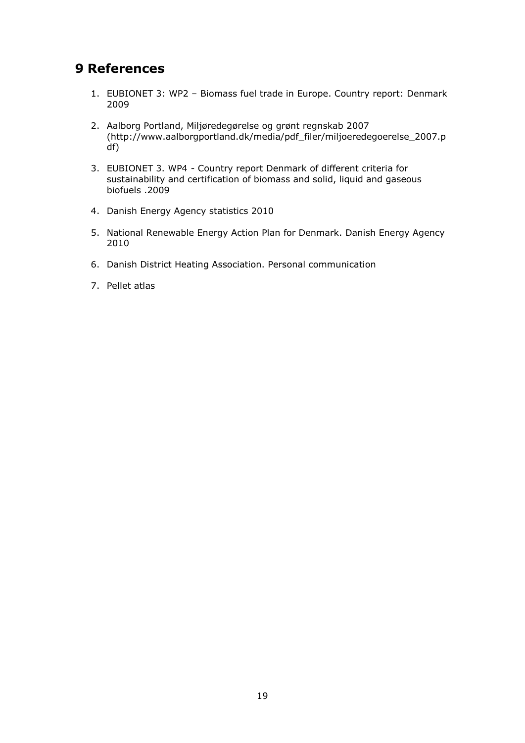# 9 References

1. EUBIONET 3: WP2 – Biomass fuel trade in Europe. Country report: Denmark 2009

2. Aalborg Portland, Miljøredegørelse og grønt regnskab 2007 (http://www.aalborgportland.dk/media/pdf_filer/miljoeredegoerelse_2007.pdf)

3. EUBIONET 3. WP4 - Country report Denmark of different criteria for sustainability and certification of biomass and solid, liquid and gaseous biofuels .2009

4. Danish Energy Agency statistics 2010

5. National Renewable Energy Action Plan for Denmark. Danish Energy Agency 2010

6. Danish District Heating Association. Personal communication

7. Pellet atlas